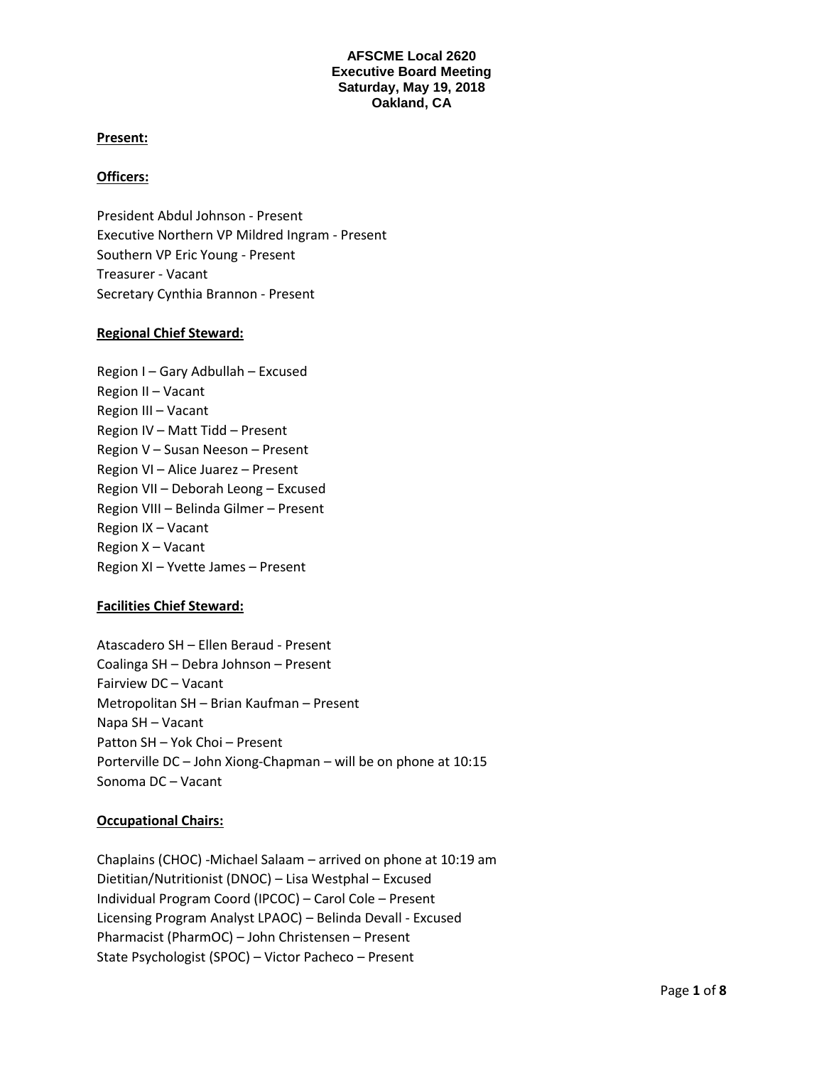**AFSCME Local 2620**
**Executive Board Meeting**
**Saturday, May 19, 2018**
**Oakland, CA**

**Present:**

**Officers:**

President Abdul Johnson - Present
Executive Northern VP Mildred Ingram - Present
Southern VP Eric Young - Present
Treasurer - Vacant
Secretary Cynthia Brannon - Present

**Regional Chief Steward:**

Region I – Gary Adbullah – Excused
Region II – Vacant
Region III – Vacant
Region IV – Matt Tidd – Present
Region V – Susan Neeson – Present
Region VI – Alice Juarez – Present
Region VII – Deborah Leong – Excused
Region VIII – Belinda Gilmer – Present
Region IX – Vacant
Region X – Vacant
Region XI – Yvette James – Present

**Facilities Chief Steward:**

Atascadero SH – Ellen Beraud - Present
Coalinga SH – Debra Johnson – Present
Fairview DC – Vacant
Metropolitan SH – Brian Kaufman – Present
Napa SH – Vacant
Patton SH – Yok Choi – Present
Porterville DC – John Xiong-Chapman – will be on phone at 10:15
Sonoma DC – Vacant

**Occupational Chairs:**

Chaplains (CHOC) -Michael Salaam – arrived on phone at 10:19 am
Dietitian/Nutritionist (DNOC) – Lisa Westphal – Excused
Individual Program Coord (IPCOC) – Carol Cole – Present
Licensing Program Analyst LPAOC) – Belinda Devall - Excused
Pharmacist (PharmOC) – John Christensen – Present
State Psychologist (SPOC) – Victor Pacheco – Present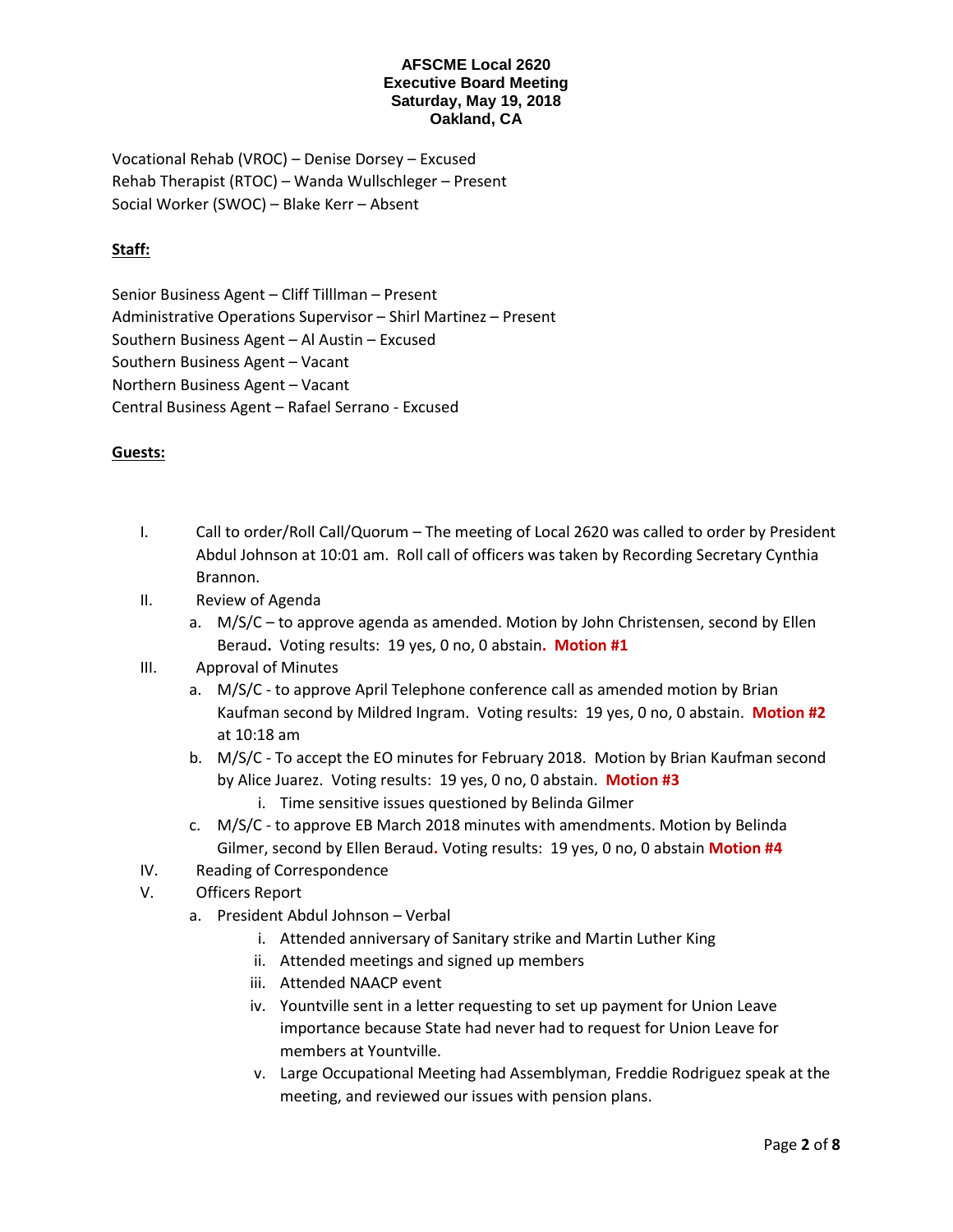**AFSCME Local 2620**
**Executive Board Meeting**
**Saturday, May 19, 2018**
**Oakland, CA**

Vocational Rehab (VROC) – Denise Dorsey – Excused
Rehab Therapist (RTOC) – Wanda Wullschleger – Present
Social Worker (SWOC) – Blake Kerr – Absent

**Staff:**

Senior Business Agent – Cliff Tilllman – Present
Administrative Operations Supervisor – Shirl Martinez – Present
Southern Business Agent – Al Austin – Excused
Southern Business Agent – Vacant
Northern Business Agent – Vacant
Central Business Agent – Rafael Serrano - Excused

**Guests:**

I. Call to order/Roll Call/Quorum – The meeting of Local 2620 was called to order by President Abdul Johnson at 10:01 am. Roll call of officers was taken by Recording Secretary Cynthia Brannon.

II. Review of Agenda
   a. M/S/C – to approve agenda as amended. Motion by John Christensen, second by Ellen Beraud**.** Voting results: 19 yes, 0 no, 0 abstain**. Motion #1**

III. Approval of Minutes
   a. M/S/C - to approve April Telephone conference call as amended motion by Brian Kaufman second by Mildred Ingram. Voting results: 19 yes, 0 no, 0 abstain. **Motion #2** at 10:18 am
   b. M/S/C - To accept the EO minutes for February 2018. Motion by Brian Kaufman second by Alice Juarez. Voting results: 19 yes, 0 no, 0 abstain. **Motion #3**
      i. Time sensitive issues questioned by Belinda Gilmer
   c. M/S/C - to approve EB March 2018 minutes with amendments. Motion by Belinda Gilmer, second by Ellen Beraud**.** Voting results: 19 yes, 0 no, 0 abstain **Motion #4**

IV. Reading of Correspondence

V. Officers Report
   a. President Abdul Johnson – Verbal
      i. Attended anniversary of Sanitary strike and Martin Luther King
      ii. Attended meetings and signed up members
      iii. Attended NAACP event
      iv. Yountville sent in a letter requesting to set up payment for Union Leave importance because State had never had to request for Union Leave for members at Yountville.
      v. Large Occupational Meeting had Assemblyman, Freddie Rodriguez speak at the meeting, and reviewed our issues with pension plans.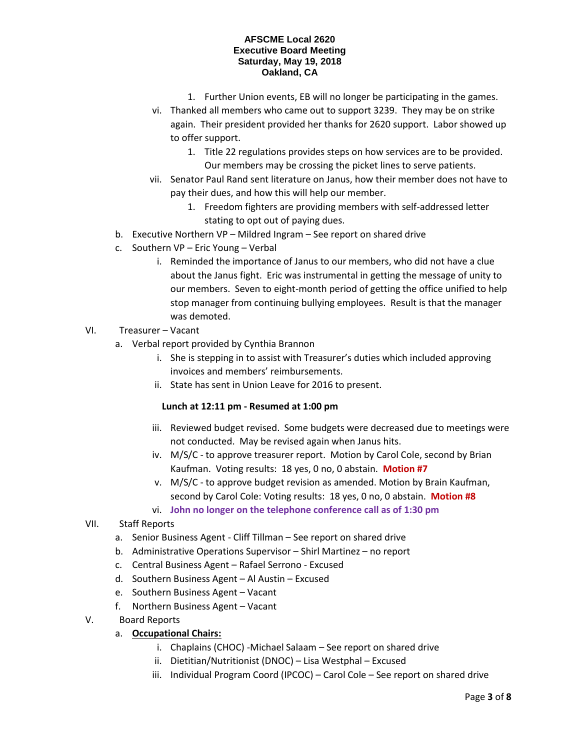1. Further Union events, EB will no longer be participating in the games.

vi. Thanked all members who came out to support 3239. They may be on strike again. Their president provided her thanks for 2620 support. Labor showed up to offer support.

1. Title 22 regulations provides steps on how services are to be provided. Our members may be crossing the picket lines to serve patients.

vii. Senator Paul Rand sent literature on Janus, how their member does not have to pay their dues, and how this will help our member.

1. Freedom fighters are providing members with self-addressed letter stating to opt out of paying dues.

b. Executive Northern VP – Mildred Ingram – See report on shared drive

c. Southern VP – Eric Young – Verbal

i. Reminded the importance of Janus to our members, who did not have a clue about the Janus fight. Eric was instrumental in getting the message of unity to our members. Seven to eight-month period of getting the office unified to help stop manager from continuing bullying employees. Result is that the manager was demoted.

VI. Treasurer – Vacant

a. Verbal report provided by Cynthia Brannon

i. She is stepping in to assist with Treasurer's duties which included approving invoices and members' reimbursements.

ii. State has sent in Union Leave for 2016 to present.

**Lunch at 12:11 pm - Resumed at 1:00 pm**

iii. Reviewed budget revised. Some budgets were decreased due to meetings were not conducted. May be revised again when Janus hits.

iv. M/S/C - to approve treasurer report. Motion by Carol Cole, second by Brian Kaufman. Voting results: 18 yes, 0 no, 0 abstain. **Motion #7**

v. M/S/C - to approve budget revision as amended. Motion by Brain Kaufman, second by Carol Cole: Voting results: 18 yes, 0 no, 0 abstain. **Motion #8**

vi. **John no longer on the telephone conference call as of 1:30 pm**

VII. Staff Reports

a. Senior Business Agent - Cliff Tillman – See report on shared drive

b. Administrative Operations Supervisor – Shirl Martinez – no report

c. Central Business Agent – Rafael Serrono - Excused

d. Southern Business Agent – Al Austin – Excused

e. Southern Business Agent – Vacant

f. Northern Business Agent – Vacant

V. Board Reports

a. **Occupational Chairs:**

i. Chaplains (CHOC) -Michael Salaam – See report on shared drive

ii. Dietitian/Nutritionist (DNOC) – Lisa Westphal – Excused

iii. Individual Program Coord (IPCOC) – Carol Cole – See report on shared drive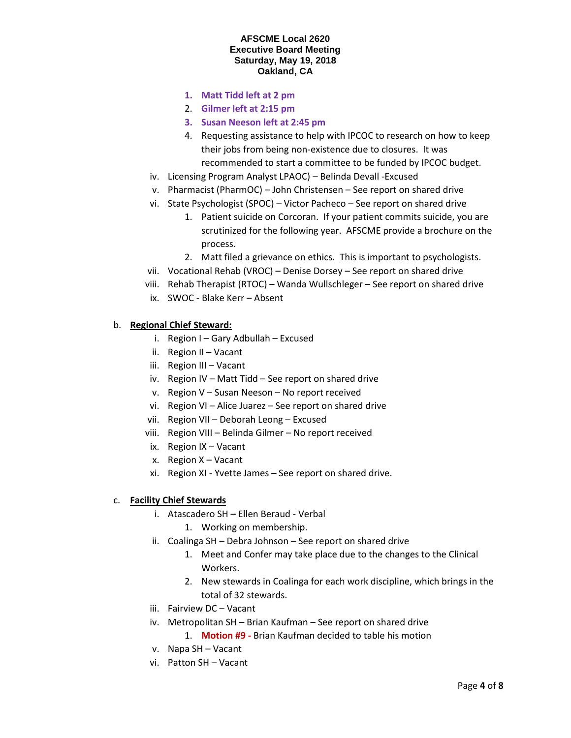**AFSCME Local 2620**
**Executive Board Meeting**
**Saturday, May 19, 2018**
**Oakland, CA**

1. **Matt Tidd left at 2 pm**
2. **Gilmer left at 2:15 pm**
3. **Susan Neeson left at 2:45 pm**
4. Requesting assistance to help with IPCOC to research on how to keep their jobs from being non-existence due to closures. It was recommended to start a committee to be funded by IPCOC budget.

iv. Licensing Program Analyst LPAOC) – Belinda Devall -Excused

v. Pharmacist (PharmOC) – John Christensen – See report on shared drive

vi. State Psychologist (SPOC) – Victor Pacheco – See report on shared drive

1. Patient suicide on Corcoran. If your patient commits suicide, you are scrutinized for the following year. AFSCME provide a brochure on the process.
2. Matt filed a grievance on ethics. This is important to psychologists.

vii. Vocational Rehab (VROC) – Denise Dorsey – See report on shared drive

viii. Rehab Therapist (RTOC) – Wanda Wullschleger – See report on shared drive

ix. SWOC - Blake Kerr – Absent

b. **Regional Chief Steward:**

i. Region I – Gary Adbullah – Excused

ii. Region II – Vacant

iii. Region III – Vacant

iv. Region IV – Matt Tidd – See report on shared drive

v. Region V – Susan Neeson – No report received

vi. Region VI – Alice Juarez – See report on shared drive

vii. Region VII – Deborah Leong – Excused

viii. Region VIII – Belinda Gilmer – No report received

ix. Region IX – Vacant

x. Region X – Vacant

xi. Region XI - Yvette James – See report on shared drive.

c. **Facility Chief Stewards**

i. Atascadero SH – Ellen Beraud - Verbal

1. Working on membership.

ii. Coalinga SH – Debra Johnson – See report on shared drive

1. Meet and Confer may take place due to the changes to the Clinical Workers.
2. New stewards in Coalinga for each work discipline, which brings in the total of 32 stewards.

iii. Fairview DC – Vacant

iv. Metropolitan SH – Brian Kaufman – See report on shared drive

1. **Motion #9 -** Brian Kaufman decided to table his motion

v. Napa SH – Vacant

vi. Patton SH – Vacant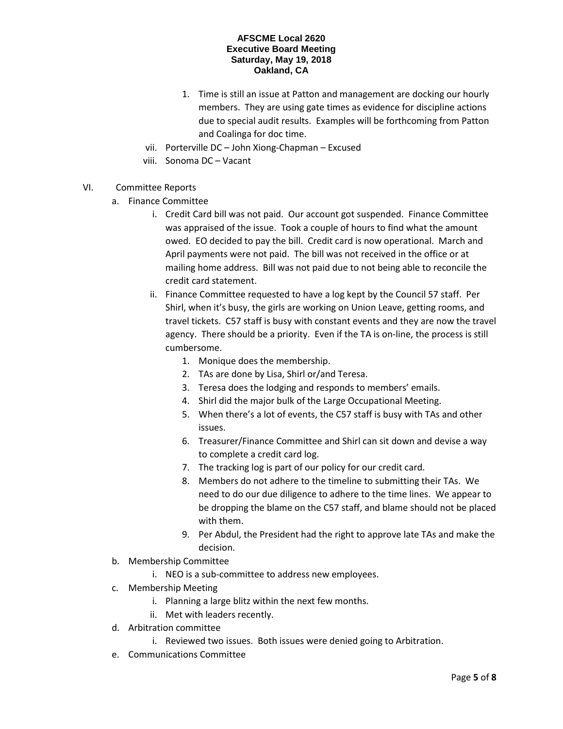1. Time is still an issue at Patton and management are docking our hourly members. They are using gate times as evidence for discipline actions due to special audit results. Examples will be forthcoming from Patton and Coalinga for doc time.

vii. Porterville DC – John Xiong-Chapman – Excused

viii. Sonoma DC – Vacant

VI. Committee Reports

a. Finance Committee

i. Credit Card bill was not paid. Our account got suspended. Finance Committee was appraised of the issue. Took a couple of hours to find what the amount owed. EO decided to pay the bill. Credit card is now operational. March and April payments were not paid. The bill was not received in the office or at mailing home address. Bill was not paid due to not being able to reconcile the credit card statement.

ii. Finance Committee requested to have a log kept by the Council 57 staff. Per Shirl, when it's busy, the girls are working on Union Leave, getting rooms, and travel tickets. C57 staff is busy with constant events and they are now the travel agency. There should be a priority. Even if the TA is on-line, the process is still cumbersome.

1. Monique does the membership.
2. TAs are done by Lisa, Shirl or/and Teresa.
3. Teresa does the lodging and responds to members' emails.
4. Shirl did the major bulk of the Large Occupational Meeting.
5. When there's a lot of events, the C57 staff is busy with TAs and other issues.
6. Treasurer/Finance Committee and Shirl can sit down and devise a way to complete a credit card log.
7. The tracking log is part of our policy for our credit card.
8. Members do not adhere to the timeline to submitting their TAs. We need to do our due diligence to adhere to the time lines. We appear to be dropping the blame on the C57 staff, and blame should not be placed with them.
9. Per Abdul, the President had the right to approve late TAs and make the decision.

b. Membership Committee

i. NEO is a sub-committee to address new employees.

c. Membership Meeting

i. Planning a large blitz within the next few months.

ii. Met with leaders recently.

d. Arbitration committee

i. Reviewed two issues. Both issues were denied going to Arbitration.

e. Communications Committee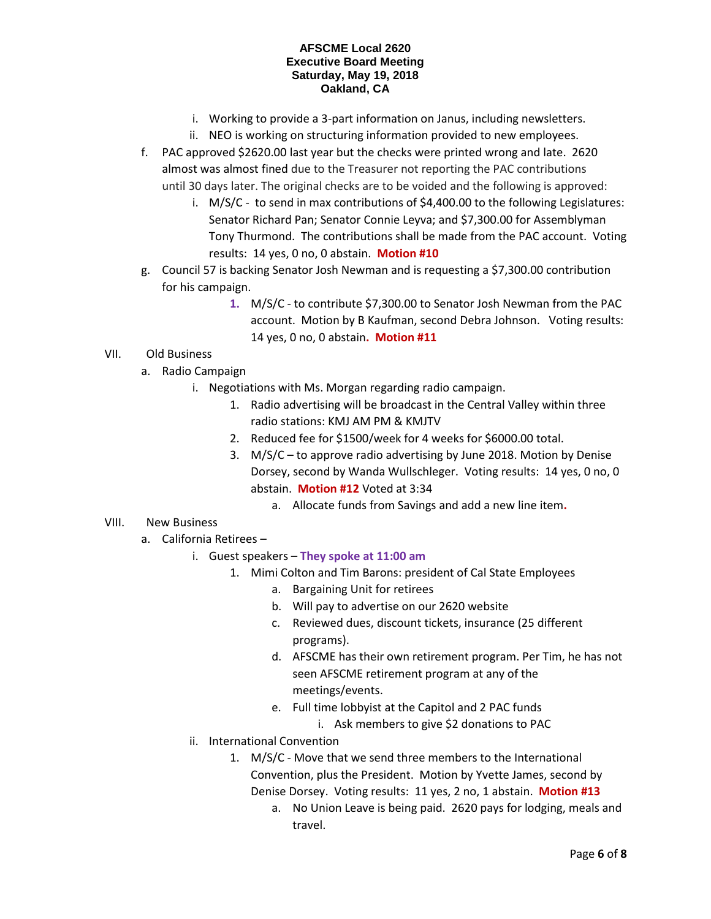**AFSCME Local 2620**
**Executive Board Meeting**
**Saturday, May 19, 2018**
**Oakland, CA**

i. Working to provide a 3-part information on Janus, including newsletters.

ii. NEO is working on structuring information provided to new employees.

f. PAC approved $2620.00 last year but the checks were printed wrong and late. 2620 almost was almost fined due to the Treasurer not reporting the PAC contributions until 30 days later. The original checks are to be voided and the following is approved:

   i. M/S/C - to send in max contributions of $4,400.00 to the following Legislatures: Senator Richard Pan; Senator Connie Leyva; and $7,300.00 for Assemblyman Tony Thurmond. The contributions shall be made from the PAC account. Voting results: 14 yes, 0 no, 0 abstain. **Motion #10**

g. Council 57 is backing Senator Josh Newman and is requesting a $7,300.00 contribution for his campaign.

   1. M/S/C - to contribute $7,300.00 to Senator Josh Newman from the PAC account. Motion by B Kaufman, second Debra Johnson. Voting results: 14 yes, 0 no, 0 abstain. **Motion #11**

VII. Old Business

a. Radio Campaign

   i. Negotiations with Ms. Morgan regarding radio campaign.

      1. Radio advertising will be broadcast in the Central Valley within three radio stations: KMJ AM PM & KMJTV
      2. Reduced fee for $1500/week for 4 weeks for $6000.00 total.
      3. M/S/C – to approve radio advertising by June 2018. Motion by Denise Dorsey, second by Wanda Wullschleger. Voting results: 14 yes, 0 no, 0 abstain. **Motion #12** Voted at 3:34

         a. Allocate funds from Savings and add a new line item.

VIII. New Business

a. California Retirees –

   i. Guest speakers – **They spoke at 11:00 am**

      1. Mimi Colton and Tim Barons: president of Cal State Employees

         a. Bargaining Unit for retirees
         b. Will pay to advertise on our 2620 website
         c. Reviewed dues, discount tickets, insurance (25 different programs).
         d. AFSCME has their own retirement program. Per Tim, he has not seen AFSCME retirement program at any of the meetings/events.
         e. Full time lobbyist at the Capitol and 2 PAC funds

            i. Ask members to give $2 donations to PAC

   ii. International Convention

      1. M/S/C - Move that we send three members to the International Convention, plus the President. Motion by Yvette James, second by Denise Dorsey. Voting results: 11 yes, 2 no, 1 abstain. **Motion #13**

         a. No Union Leave is being paid. 2620 pays for lodging, meals and travel.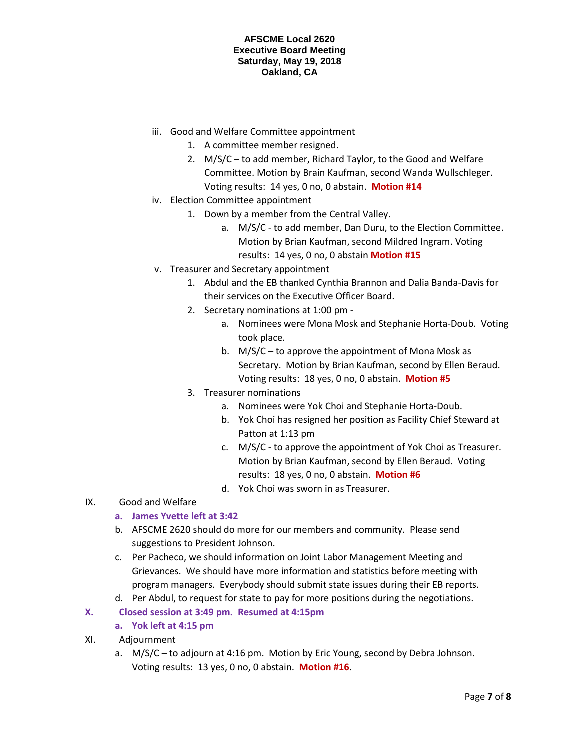iii. Good and Welfare Committee appointment
   1. A committee member resigned.
   2. M/S/C – to add member, Richard Taylor, to the Good and Welfare Committee. Motion by Brain Kaufman, second Wanda Wullschleger. Voting results: 14 yes, 0 no, 0 abstain. **Motion #14**

iv. Election Committee appointment
   1. Down by a member from the Central Valley.
      a. M/S/C - to add member, Dan Duru, to the Election Committee. Motion by Brian Kaufman, second Mildred Ingram. Voting results: 14 yes, 0 no, 0 abstain **Motion #15**

v. Treasurer and Secretary appointment
   1. Abdul and the EB thanked Cynthia Brannon and Dalia Banda-Davis for their services on the Executive Officer Board.
   2. Secretary nominations at 1:00 pm -
      a. Nominees were Mona Mosk and Stephanie Horta-Doub. Voting took place.
      b. M/S/C – to approve the appointment of Mona Mosk as Secretary. Motion by Brian Kaufman, second by Ellen Beraud. Voting results: 18 yes, 0 no, 0 abstain. **Motion #5**
   3. Treasurer nominations
      a. Nominees were Yok Choi and Stephanie Horta-Doub.
      b. Yok Choi has resigned her position as Facility Chief Steward at Patton at 1:13 pm
      c. M/S/C - to approve the appointment of Yok Choi as Treasurer. Motion by Brian Kaufman, second by Ellen Beraud. Voting results: 18 yes, 0 no, 0 abstain. **Motion #6**
      d. Yok Choi was sworn in as Treasurer.

IX. Good and Welfare
   a. **James Yvette left at 3:42**
   b. AFSCME 2620 should do more for our members and community. Please send suggestions to President Johnson.
   c. Per Pacheco, we should information on Joint Labor Management Meeting and Grievances. We should have more information and statistics before meeting with program managers. Everybody should submit state issues during their EB reports.
   d. Per Abdul, to request for state to pay for more positions during the negotiations.

**X. Closed session at 3:49 pm. Resumed at 4:15pm**
   a. **Yok left at 4:15 pm**

XI. Adjournment
   a. M/S/C – to adjourn at 4:16 pm. Motion by Eric Young, second by Debra Johnson. Voting results: 13 yes, 0 no, 0 abstain. **Motion #16**.